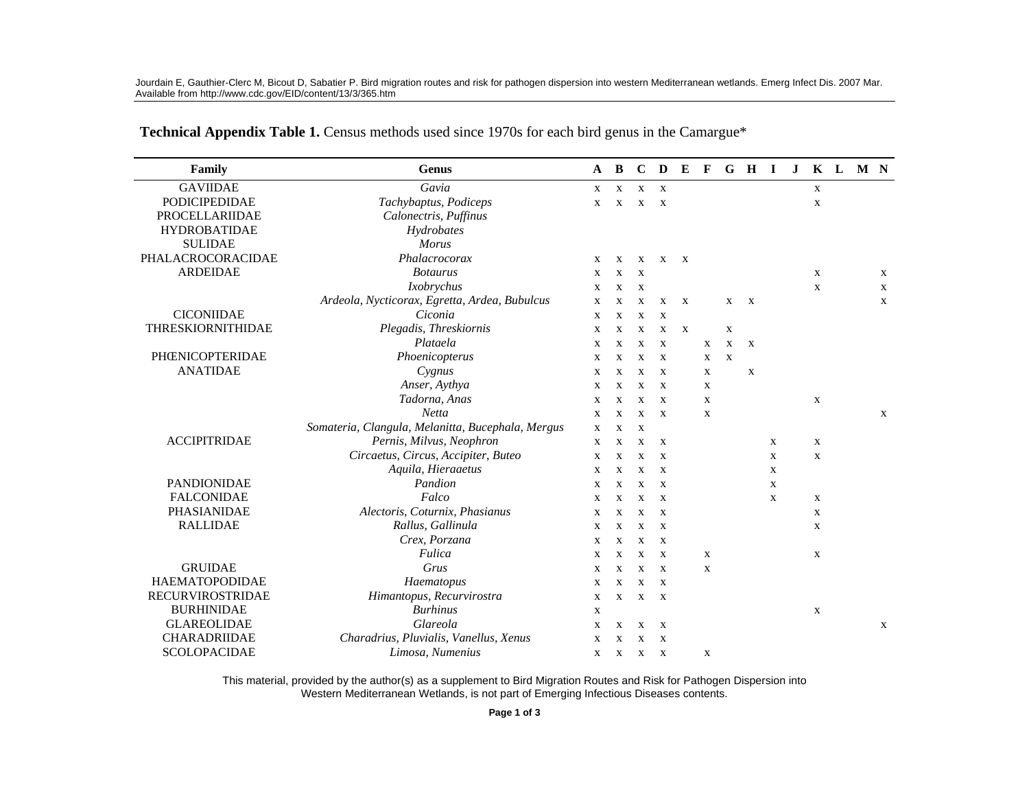**Technical Appendix Table 1.** Census methods used since 1970s for each bird genus in the Camargue*

| Family | Genus | A | B | C | D | E | F | G | H | I | J | K | L | M | N |
|---|---|---|---|---|---|---|---|---|---|---|---|---|---|---|---|
| GAVIIDAE | *Gavia* | x | x | x | x | | | | | | | x | | | |
| PODICIPEDIDAE | *Tachybaptus, Podiceps* | x | x | x | x | | | | | | | x | | | |
| PROCELLARIIDAE | *Calonectris, Puffinus* | | | | | | | | | | | | | | |
| HYDROBATIDAE | *Hydrobates* | | | | | | | | | | | | | | |
| SULIDAE | *Morus* | | | | | | | | | | | | | | |
| PHALACROCORACIDAE | *Phalacrocorax* | x | x | x | x | x | | | | | | | | | |
| ARDEIDAE | *Botaurus* | x | x | x | | | | | | | | x | | | x |
| | *Ixobrychus* | x | x | x | | | | | | | | x | | | x |
| | *Ardeola, Nycticorax, Egretta, Ardea, Bubulcus* | x | x | x | x | x | | x | x | | | | | | x |
| CICONIIDAE | *Ciconia* | x | x | x | x | | | | | | | | | | |
| THRESKIORNITHIDAE | *Plegadis, Threskiornis* | x | x | x | x | x | | x | | | | | | | |
| | *Plataela* | x | x | x | x | | x | x | x | | | | | | |
| PHŒNICOPTERIDAE | *Phoenicopterus* | x | x | x | x | | x | x | | | | | | | |
| ANATIDAE | *Cygnus* | x | x | x | x | | x | | x | | | | | | |
| | *Anser, Aythya* | x | x | x | x | | x | | | | | | | | |
| | *Tadorna, Anas* | x | x | x | x | | x | | | | | x | | | |
| | *Netta* | x | x | x | x | | x | | | | | | | | x |
| | *Somateria, Clangula, Melanitta, Bucephala, Mergus* | x | x | x | | | | | | | | | | | |
| ACCIPITRIDAE | *Pernis, Milvus, Neophron* | x | x | x | x | | | | | x | | x | | | |
| | *Circaetus, Circus, Accipiter, Buteo* | x | x | x | x | | | | | x | | x | | | |
| | *Aquila, Hieraaetus* | x | x | x | x | | | | | x | | | | | |
| PANDIONIDAE | *Pandion* | x | x | x | x | | | | | x | | | | | |
| FALCONIDAE | *Falco* | x | x | x | x | | | | | x | | x | | | |
| PHASIANIDAE | *Alectoris, Coturnix, Phasianus* | x | x | x | x | | | | | | | x | | | |
| RALLIDAE | *Rallus, Gallinula* | x | x | x | x | | | | | | | x | | | |
| | *Crex, Porzana* | x | x | x | x | | | | | | | | | | |
| | *Fulica* | x | x | x | x | | x | | | | | x | | | |
| GRUIDAE | *Grus* | x | x | x | x | | x | | | | | | | | |
| HAEMATOPODIDAE | *Haematopus* | x | x | x | x | | | | | | | | | | |
| RECURVIROSTRIDAE | *Himantopus, Recurvirostra* | x | x | x | x | | | | | | | | | | |
| BURHINIDAE | *Burhinus* | x | | | | | | | | | | x | | | |
| GLAREOLIDAE | *Glareola* | x | x | x | x | | | | | | | | | | x |
| CHARADRIIDAE | *Charadrius, Pluvialis, Vanellus, Xenus* | x | x | x | x | | | | | | | | | | |
| SCOLOPACIDAE | *Limosa, Numenius* | x | x | x | x | | x | | | | | | | | |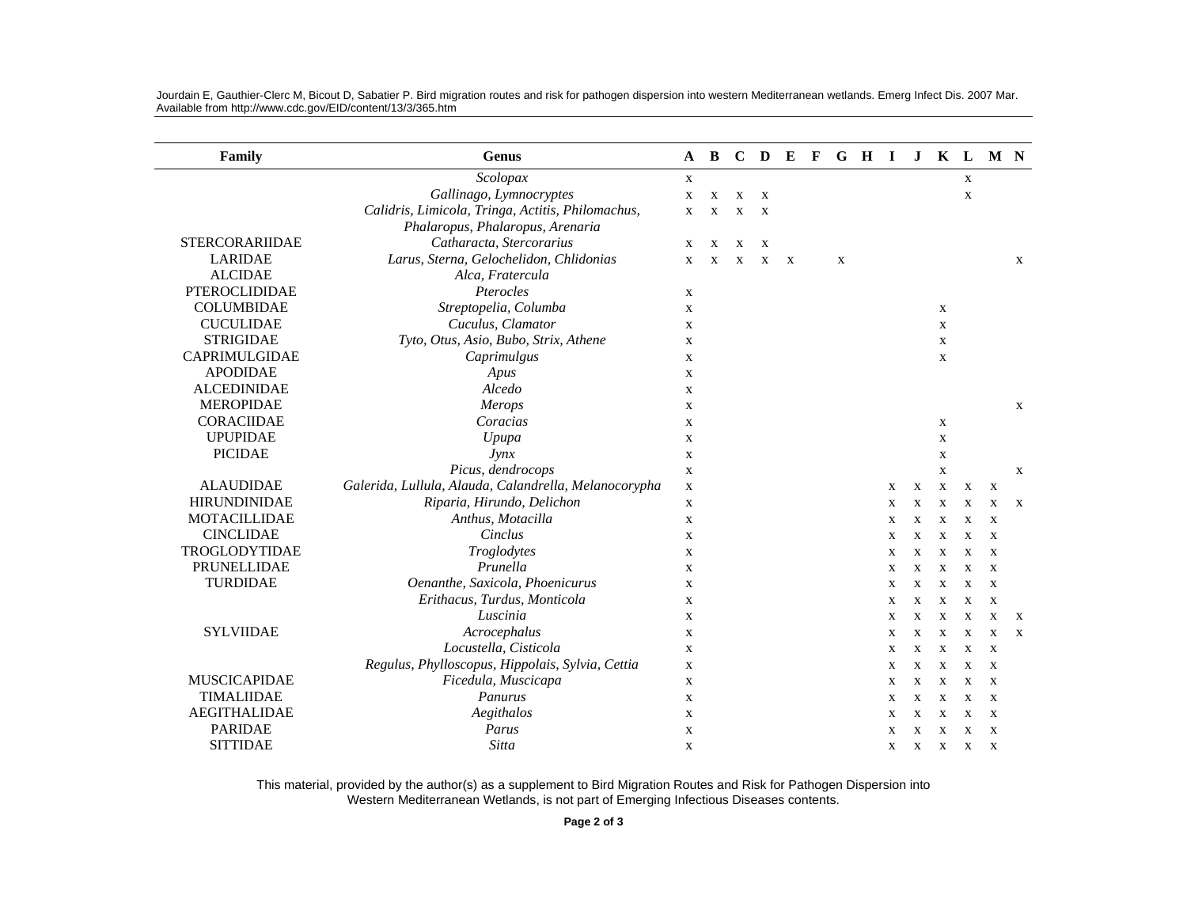| Family | Genus | A | B | C | D | E | F | G | H | I | J | K | L | M | N |
|---|---|---|---|---|---|---|---|---|---|---|---|---|---|---|---|
| | *Scolopax* | x | | | | | | | | | | | x | | |
| | *Gallinago, Lymnocryptes* | x | x | x | x | | | | | | | | x | | |
| | *Calidris, Limicola, Tringa, Actitis, Philomachus, Phalaropus, Phalaropus, Arenaria* | x | x | x | x | | | | | | | | | | |
| STERCORARIIDAE | *Catharacta, Stercorarius* | x | x | x | x | | | | | | | | | | |
| LARIDAE | *Larus, Sterna, Gelochelidon, Chlidonias* | x | x | x | x | x | | x | | | | | | | x |
| ALCIDAE | *Alca, Fratercula* | | | | | | | | | | | | | | |
| PTEROCLIDIDAE | *Pterocles* | x | | | | | | | | | | | | | |
| COLUMBIDAE | *Streptopelia, Columba* | x | | | | | | | | | | x | | | |
| CUCULIDAE | *Cuculus, Clamator* | x | | | | | | | | | | x | | | |
| STRIGIDAE | *Tyto, Otus, Asio, Bubo, Strix, Athene* | x | | | | | | | | | | x | | | |
| CAPRIMULGIDAE | *Caprimulgus* | x | | | | | | | | | | x | | | |
| APODIDAE | *Apus* | x | | | | | | | | | | | | | |
| ALCEDINIDAE | *Alcedo* | x | | | | | | | | | | | | | |
| MEROPIDAE | *Merops* | x | | | | | | | | | | | | | x |
| CORACIIDAE | *Coracias* | x | | | | | | | | | | x | | | |
| UPUPIDAE | *Upupa* | x | | | | | | | | | | x | | | |
| PICIDAE | *Jynx* | x | | | | | | | | | | x | | | |
| | *Picus, dendrocops* | x | | | | | | | | | | x | | | x |
| ALAUDIDAE | *Galerida, Lullula, Alauda, Calandrella, Melanocorypha* | x | | | | | | | | x | x | x | x | x | |
| HIRUNDINIDAE | *Riparia, Hirundo, Delichon* | x | | | | | | | | x | x | x | x | x | x |
| MOTACILLIDAE | *Anthus, Motacilla* | x | | | | | | | | x | x | x | x | x | |
| CINCLIDAE | *Cinclus* | x | | | | | | | | x | x | x | x | x | |
| TROGLODYTIDAE | *Troglodytes* | x | | | | | | | | x | x | x | x | x | |
| PRUNELLIDAE | *Prunella* | x | | | | | | | | x | x | x | x | x | |
| TURDIDAE | *Oenanthe, Saxicola, Phoenicurus* | x | | | | | | | | x | x | x | x | x | |
| | *Erithacus, Turdus, Monticola* | x | | | | | | | | x | x | x | x | x | |
| | *Luscinia* | x | | | | | | | | x | x | x | x | x | x |
| SYLVIIDAE | *Acrocephalus* | x | | | | | | | | x | x | x | x | x | x |
| | *Locustella, Cisticola* | x | | | | | | | | x | x | x | x | x | |
| | *Regulus, Phylloscopus, Hippolais, Sylvia, Cettia* | x | | | | | | | | x | x | x | x | x | |
| MUSCICAPIDAE | *Ficedula, Muscicapa* | x | | | | | | | | x | x | x | x | x | |
| TIMALIIDAE | *Panurus* | x | | | | | | | | x | x | x | x | x | |
| AEGITHALIDAE | *Aegithalos* | x | | | | | | | | x | x | x | x | x | |
| PARIDAE | *Parus* | x | | | | | | | | x | x | x | x | x | |
| SITTIDAE | *Sitta* | x | | | | | | | | x | x | x | x | x | |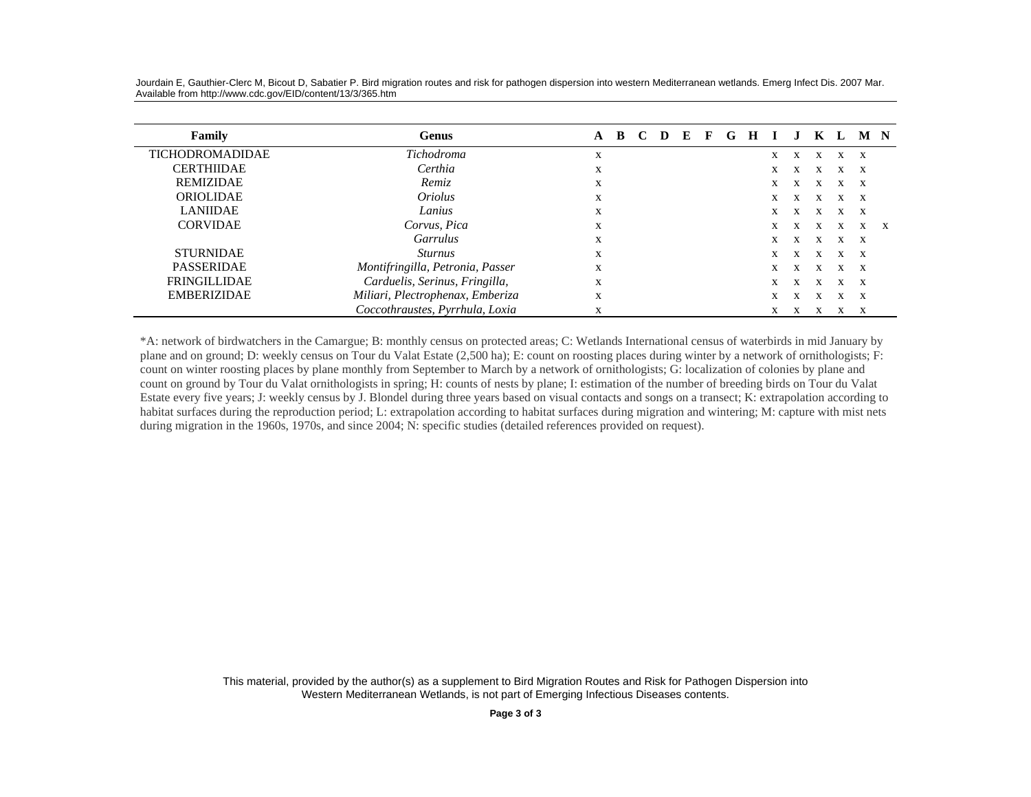Jourdain E, Gauthier-Clerc M, Bicout D, Sabatier P. Bird migration routes and risk for pathogen dispersion into western Mediterranean wetlands. Emerg Infect Dis. 2007 Mar. Available from http://www.cdc.gov/EID/content/13/3/365.htm

| Family | Genus | A | B | C | D | E | F | G | H | I | J | K | L | M | N |
|---|---|---|---|---|---|---|---|---|---|---|---|---|---|---|---|
| TICHODROMADIDAE | *Tichodroma* | x | | | | | | | | x | x | x | x | x | |
| CERTHIIDAE | *Certhia* | x | | | | | | | | x | x | x | x | x | |
| REMIZIDAE | *Remiz* | x | | | | | | | | x | x | x | x | x | |
| ORIOLIDAE | *Oriolus* | x | | | | | | | | x | x | x | x | x | |
| LANIIDAE | *Lanius* | x | | | | | | | | x | x | x | x | x | |
| CORVIDAE | *Corvus, Pica* | x | | | | | | | | x | x | x | x | x | x |
| | *Garrulus* | x | | | | | | | | x | x | x | x | x | |
| STURNIDAE | *Sturnus* | x | | | | | | | | x | x | x | x | x | |
| PASSERIDAE | *Montifringilla, Petronia, Passer* | x | | | | | | | | x | x | x | x | x | |
| FRINGILLIDAE | *Carduelis, Serinus, Fringilla,* | x | | | | | | | | x | x | x | x | x | |
| EMBERIZIDAE | *Miliari, Plectrophenax, Emberiza* | x | | | | | | | | x | x | x | x | x | |
| | *Coccothraustes, Pyrrhula, Loxia* | x | | | | | | | | x | x | x | x | x | |

*A: network of birdwatchers in the Camargue; B: monthly census on protected areas; C: Wetlands International census of waterbirds in mid January by plane and on ground; D: weekly census on Tour du Valat Estate (2,500 ha); E: count on roosting places during winter by a network of ornithologists; F: count on winter roosting places by plane monthly from September to March by a network of ornithologists; G: localization of colonies by plane and count on ground by Tour du Valat ornithologists in spring; H: counts of nests by plane; I: estimation of the number of breeding birds on Tour du Valat Estate every five years; J: weekly census by J. Blondel during three years based on visual contacts and songs on a transect; K: extrapolation according to habitat surfaces during the reproduction period; L: extrapolation according to habitat surfaces during migration and wintering; M: capture with mist nets during migration in the 1960s, 1970s, and since 2004; N: specific studies (detailed references provided on request).

This material, provided by the author(s) as a supplement to Bird Migration Routes and Risk for Pathogen Dispersion into Western Mediterranean Wetlands, is not part of Emerging Infectious Diseases contents.